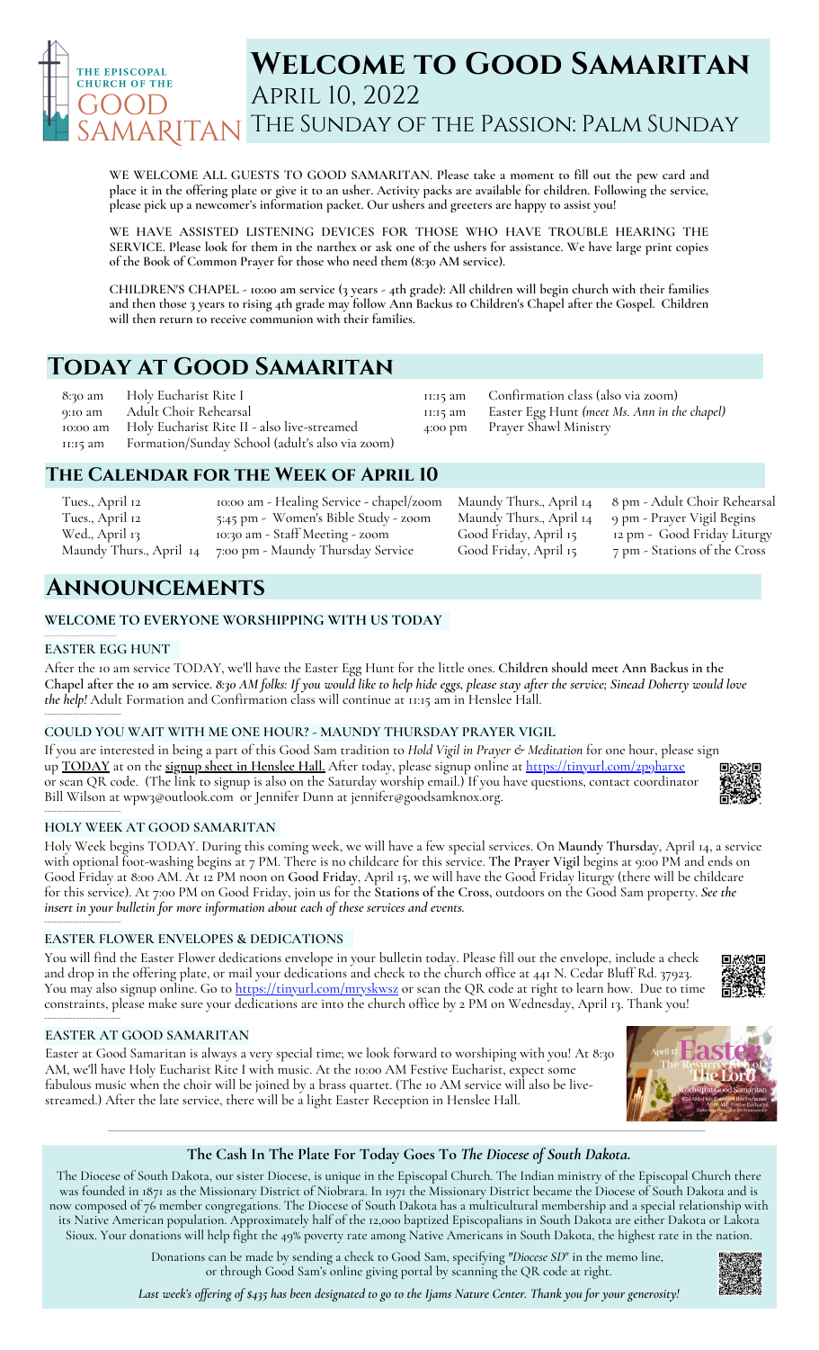# Welcome to Good Samaritan

April 10, 2022

The Sunday of the Passion: Palm Sunday

**WE WELCOME ALL GUESTS TO GOOD SAMARITAN. Please take a moment to fill out the pew card and place it in the offering plate or give it to an usher. Activity packs are available for children. Following the service, please pick up a newcomer's information packet. Our ushers and greeters are happy to assist you!**

**WE HAVE ASSISTED LISTENING DEVICES FOR THOSE WHO HAVE TROUBLE HEARING THE SERVICE. Please look for them in the narthex or ask one of the ushers for assistance. We have large print copies of the Book of Common Prayer for those who need them (8:30 AM service).**

**CHILDREN'S CHAPEL - 10:00 am service (3 years - 4th grade): All children will begin church with their families and then those 3 years to rising 4th grade may follow Ann Backus to Children's Chapel after the Gospel. Children will then return to receive communion with their families.**

## Today at Good Samaritan

| | |
|---|---|
| 8:30 am | Holy Eucharist Rite I |
| 9:10 am | Adult Choir Rehearsal |
| 10:00 am | Holy Eucharist Rite II - also live-streamed |
| 11:15 am | Formation/Sunday School (adult's also via zoom) |
| 11:15 am | Confirmation class (also via zoom) |
| 11:15 am | Easter Egg Hunt *(meet Ms. Ann in the chapel)* |
| 4:00 pm | Prayer Shawl Ministry |

## The Calendar for the Week of April 10

| | |
|---|---|
| Tues., April 12 | 10:00 am - Healing Service - chapel/zoom |
| Tues., April 12 | 5:45 pm - Women's Bible Study - zoom |
| Wed., April 13 | 10:30 am - Staff Meeting - zoom |
| Maundy Thurs., April 14 | 7:00 pm - Maundy Thursday Service |
| Maundy Thurs., April 14 | 8 pm - Adult Choir Rehearsal |
| Maundy Thurs., April 14 | 9 pm - Prayer Vigil Begins |
| Good Friday, April 15 | 12 pm - Good Friday Liturgy |
| Good Friday, April 15 | 7 pm - Stations of the Cross |

## Announcements

### WELCOME TO EVERYONE WORSHIPPING WITH US TODAY

### EASTER EGG HUNT

After the 10 am service TODAY, we'll have the Easter Egg Hunt for the little ones. **Children should meet Ann Backus in the Chapel after the 10 am service.** *8:30 AM folks: If you would like to help hide eggs, please stay after the service; Sinead Doherty would love the help!* Adult Formation and Confirmation class will continue at 11:15 am in Henslee Hall.

### COULD YOU WAIT WITH ME ONE HOUR? - MAUNDY THURSDAY PRAYER VIGIL

If you are interested in being a part of this Good Sam tradition to *Hold Vigil in Prayer & Meditation* for one hour, please sign up **TODAY** at on the **signup sheet in Henslee Hall.** After today, please signup online at https://tinyurl.com/2p9harxe or scan QR code. (The link to signup is also on the Saturday worship email.) If you have questions, contact coordinator Bill Wilson at wpw3@outlook.com or Jennifer Dunn at jennifer@goodsamknox.org.

### HOLY WEEK AT GOOD SAMARITAN

Holy Week begins TODAY. During this coming week, we will have a few special services. On **Maundy Thursday**, April 14, a service with optional foot-washing begins at 7 PM. There is no childcare for this service. **The Prayer Vigil** begins at 9:00 PM and ends on Good Friday at 8:00 AM. At 12 PM noon on **Good Friday**, April 15, we will have the Good Friday liturgy (there will be childcare for this service). At 7:00 PM on Good Friday, join us for the **Stations of the Cross**, outdoors on the Good Sam property. *See the insert in your bulletin for more information about each of these services and events.*

### EASTER FLOWER ENVELOPES & DEDICATIONS

You will find the Easter Flower dedications envelope in your bulletin today. Please fill out the envelope, include a check and drop in the offering plate, or mail your dedications and check to the church office at 441 N. Cedar Bluff Rd. 37923. You may also signup online. Go to https://tinyurl.com/mryskwsz or scan the QR code at right to learn how. Due to time constraints, please make sure your dedications are into the church office by 2 PM on Wednesday, April 13. Thank you!

### EASTER AT GOOD SAMARITAN

Easter at Good Samaritan is always a very special time; we look forward to worshiping with you! At 8:30 AM, we'll have Holy Eucharist Rite I with music. At the 10:00 AM Festive Eucharist, expect some fabulous music when the choir will be joined by a brass quartet. (The 10 AM service will also be live-streamed.) After the late service, there will be a light Easter Reception in Henslee Hall.

### The Cash In The Plate For Today Goes To *The Diocese of South Dakota.*

The Diocese of South Dakota, our sister Diocese, is unique in the Episcopal Church. The Indian ministry of the Episcopal Church there was founded in 1871 as the Missionary District of Niobrara. In 1971 the Missionary District became the Diocese of South Dakota and is now composed of 76 member congregations. The Diocese of South Dakota has a multicultural membership and a special relationship with its Native American population. Approximately half of the 12,000 baptized Episcopalians in South Dakota are either Dakota or Lakota Sioux. Your donations will help fight the 49% poverty rate among Native Americans in South Dakota, the highest rate in the nation.

Donations can be made by sending a check to Good Sam, specifying *"Diocese SD"* in the memo line, or through Good Sam's online giving portal by scanning the QR code at right.

*Last week's offering of $435 has been designated to go to the Ijams Nature Center. Thank you for your generosity!*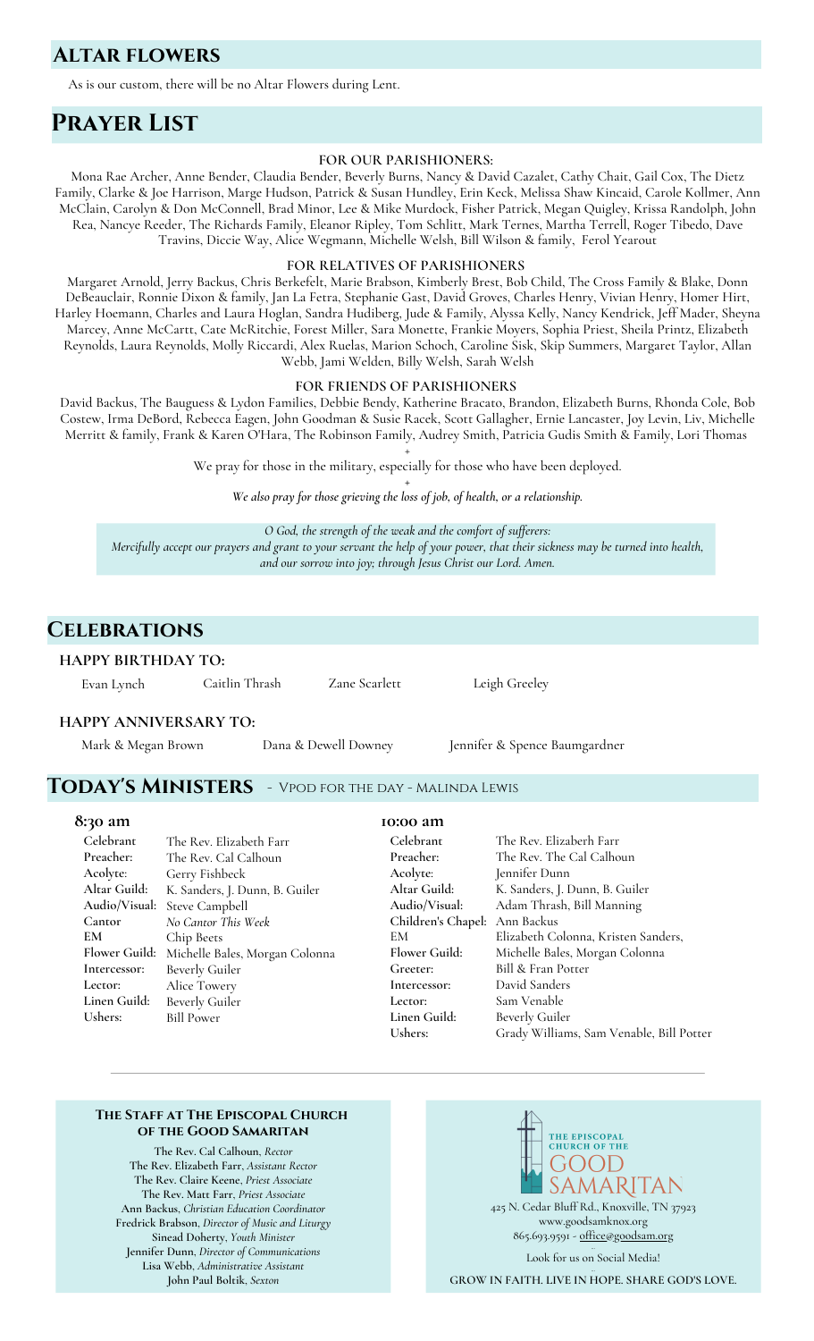## Altar Flowers

As is our custom, there will be no Altar Flowers during Lent.

## Prayer List

### FOR OUR PARISHIONERS:

Mona Rae Archer, Anne Bender, Claudia Bender, Beverly Burns, Nancy & David Cazalet, Cathy Chait, Gail Cox, The Dietz Family, Clarke & Joe Harrison, Marge Hudson, Patrick & Susan Hundley, Erin Keck, Melissa Shaw Kincaid, Carole Kollmer, Ann McClain, Carolyn & Don McConnell, Brad Minor, Lee & Mike Murdock, Fisher Patrick, Megan Quigley, Krissa Randolph, John Rea, Nancye Reeder, The Richards Family, Eleanor Ripley, Tom Schlitt, Mark Ternes, Martha Terrell, Roger Tibedo, Dave Travins, Diccie Way, Alice Wegmann, Michelle Welsh, Bill Wilson & family, Ferol Yearout

### FOR RELATIVES OF PARISHIONERS

Margaret Arnold, Jerry Backus, Chris Berkefelt, Marie Brabson, Kimberly Brest, Bob Child, The Cross Family & Blake, Donn DeBeauclair, Ronnie Dixon & family, Jan La Fetra, Stephanie Gast, David Groves, Charles Henry, Vivian Henry, Homer Hirt, Harley Hoemann, Charles and Laura Hoglan, Sandra Hudiberg, Jude & Family, Alyssa Kelly, Nancy Kendrick, Jeff Mader, Sheyna Marcey, Anne McCartt, Cate McRitchie, Forest Miller, Sara Monette, Frankie Moyers, Sophia Priest, Sheila Printz, Elizabeth Reynolds, Laura Reynolds, Molly Riccardi, Alex Ruelas, Marion Schoch, Caroline Sisk, Skip Summers, Margaret Taylor, Allan Webb, Jami Welden, Billy Welsh, Sarah Welsh

### FOR FRIENDS OF PARISHIONERS

David Backus, The Bauguess & Lydon Families, Debbie Bendy, Katherine Bracato, Brandon, Elizabeth Burns, Rhonda Cole, Bob Costew, Irma DeBord, Rebecca Eagen, John Goodman & Susie Racek, Scott Gallagher, Ernie Lancaster, Joy Levin, Liv, Michelle Merritt & family, Frank & Karen O'Hara, The Robinson Family, Audrey Smith, Patricia Gudis Smith & Family, Lori Thomas

+

We pray for those in the military, especially for those who have been deployed.

+

*We also pray for those grieving the loss of job, of health, or a relationship.*

*O God, the strength of the weak and the comfort of sufferers: Mercifully accept our prayers and grant to your servant the help of your power, that their sickness may be turned into health, and our sorrow into joy; through Jesus Christ our Lord. Amen.*

## Celebrations

### HAPPY BIRTHDAY TO:

Evan Lynch, Caitlin Thrash, Zane Scarlett, Leigh Greeley

### HAPPY ANNIVERSARY TO:

Mark & Megan Brown, Dana & Dewell Downey, Jennifer & Spence Baumgardner

## Today's Ministers - VPOD for the day - Malinda Lewis

### 8:30 am

| | |
|---|---|
| **Celebrant** | The Rev. Elizabeth Farr |
| **Preacher:** | The Rev. Cal Calhoun |
| **Acolyte:** | Gerry Fishbeck |
| **Altar Guild:** | K. Sanders, J. Dunn, B. Guiler |
| **Audio/Visual:** | Steve Campbell |
| **Cantor** | *No Cantor This Week* |
| **EM** | Chip Beets |
| **Flower Guild:** | Michelle Bales, Morgan Colonna |
| **Intercessor:** | Beverly Guiler |
| **Lector:** | Alice Towery |
| **Linen Guild:** | Beverly Guiler |
| **Ushers:** | Bill Power |

### 10:00 am

| | |
|---|---|
| **Celebrant** | The Rev. Elizaberh Farr |
| **Preacher:** | The Rev. The Cal Calhoun |
| **Acolyte:** | Jennifer Dunn |
| **Altar Guild:** | K. Sanders, J. Dunn, B. Guiler |
| **Audio/Visual:** | Adam Thrash, Bill Manning |
| **Children's Chapel:** | Ann Backus |
| **EM** | Elizabeth Colonna, Kristen Sanders, |
| **Flower Guild:** | Michelle Bales, Morgan Colonna |
| **Greeter:** | Bill & Fran Potter |
| **Intercessor:** | David Sanders |
| **Lector:** | Sam Venable |
| **Linen Guild:** | Beverly Guiler |
| **Ushers:** | Grady Williams, Sam Venable, Bill Potter |

### The Staff at The Episcopal Church of the Good Samaritan

**The Rev. Cal Calhoun**, *Rector*
**The Rev. Elizabeth Farr**, *Assistant Rector*
**The Rev. Claire Keene**, *Priest Associate*
**The Rev. Matt Farr**, *Priest Associate*
**Ann Backus**, *Christian Education Coordinator*
**Fredrick Brabson**, *Director of Music and Liturgy*
**Sinead Doherty**, *Youth Minister*
**Jennifer Dunn**, *Director of Communications*
**Lisa Webb**, *Administrative Assistant*
**John Paul Boltik**, *Sexton*

THE EPISCOPAL CHURCH OF THE GOOD SAMARITAN

425 N. Cedar Bluff Rd., Knoxville, TN 37923
www.goodsamknox.org
865.693.9591 - office@goodsam.org

Look for us on Social Media!

GROW IN FAITH. LIVE IN HOPE. SHARE GOD'S LOVE.